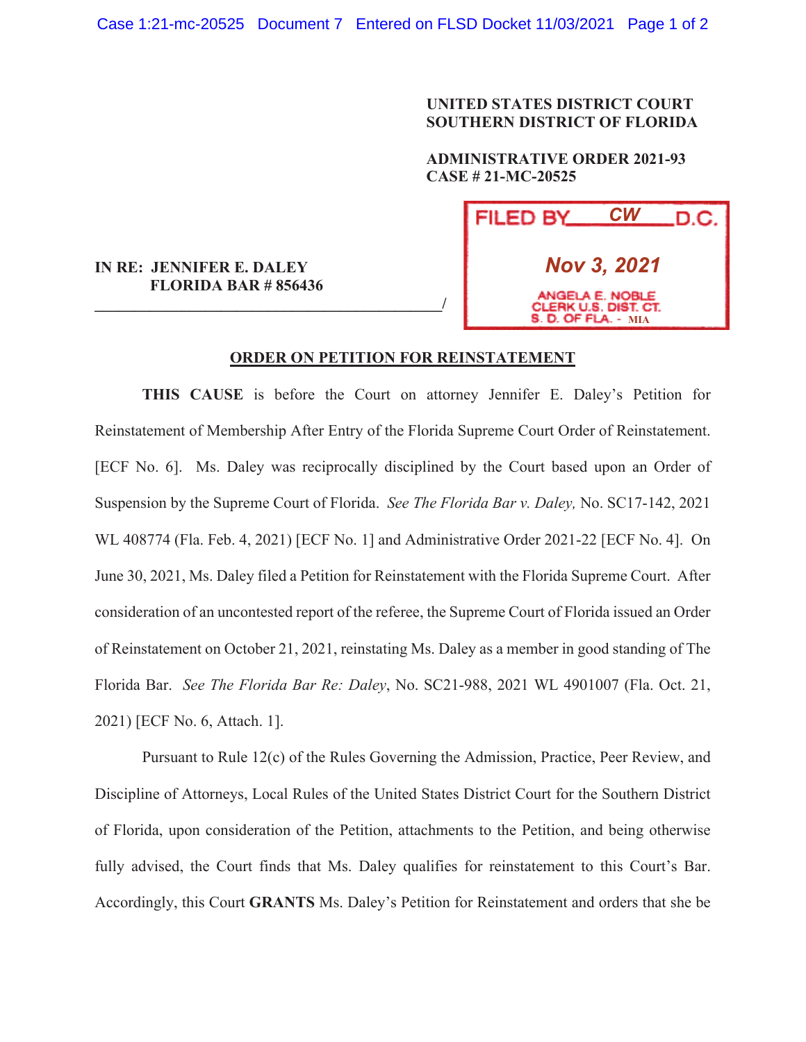**UNITED STATES DISTRICT COURT**
**SOUTHERN DISTRICT OF FLORIDA**

**ADMINISTRATIVE ORDER 2021-93**
**CASE # 21-MC-20525**

FILED BY CW D.C.

Nov 3, 2021

ANGELA E. NOBLE
CLERK U.S. DIST. CT.
S. D. OF FLA. - MIA

**IN RE: JENNIFER E. DALEY**
**FLORIDA BAR # 856436**
_____________________________________________/

**ORDER ON PETITION FOR REINSTATEMENT**

**THIS CAUSE** is before the Court on attorney Jennifer E. Daley's Petition for Reinstatement of Membership After Entry of the Florida Supreme Court Order of Reinstatement. [ECF No. 6]. Ms. Daley was reciprocally disciplined by the Court based upon an Order of Suspension by the Supreme Court of Florida. *See The Florida Bar v. Daley,* No. SC17-142, 2021 WL 408774 (Fla. Feb. 4, 2021) [ECF No. 1] and Administrative Order 2021-22 [ECF No. 4]. On June 30, 2021, Ms. Daley filed a Petition for Reinstatement with the Florida Supreme Court. After consideration of an uncontested report of the referee, the Supreme Court of Florida issued an Order of Reinstatement on October 21, 2021, reinstating Ms. Daley as a member in good standing of The Florida Bar. *See The Florida Bar Re: Daley*, No. SC21-988, 2021 WL 4901007 (Fla. Oct. 21, 2021) [ECF No. 6, Attach. 1].

Pursuant to Rule 12(c) of the Rules Governing the Admission, Practice, Peer Review, and Discipline of Attorneys, Local Rules of the United States District Court for the Southern District of Florida, upon consideration of the Petition, attachments to the Petition, and being otherwise fully advised, the Court finds that Ms. Daley qualifies for reinstatement to this Court's Bar. Accordingly, this Court **GRANTS** Ms. Daley's Petition for Reinstatement and orders that she be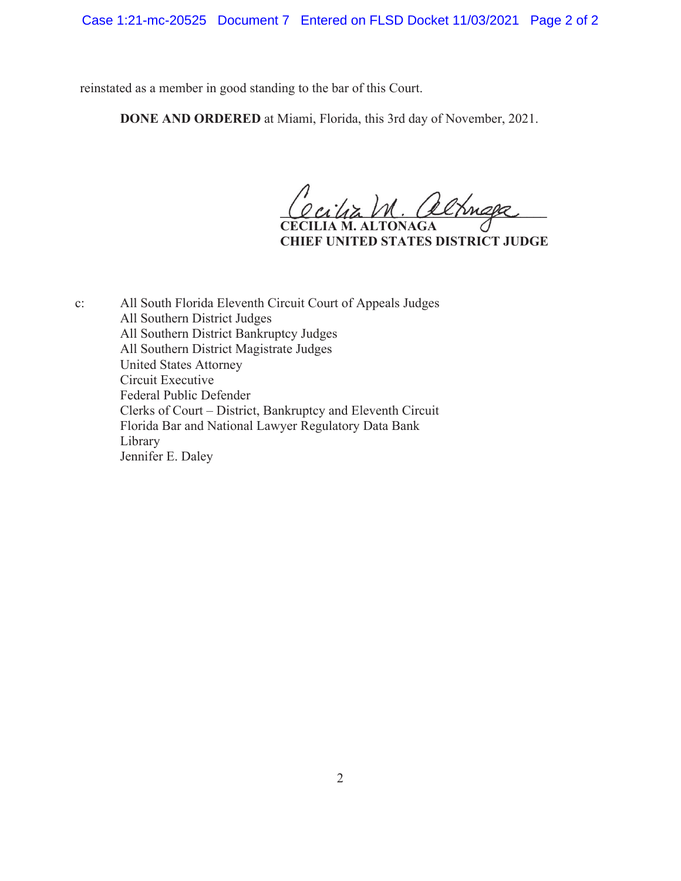reinstated as a member in good standing to the bar of this Court.

**DONE AND ORDERED** at Miami, Florida, this 3rd day of November, 2021.

**CECILIA M. ALTONAGA**
**CHIEF UNITED STATES DISTRICT JUDGE**

c: All South Florida Eleventh Circuit Court of Appeals Judges
All Southern District Judges
All Southern District Bankruptcy Judges
All Southern District Magistrate Judges
United States Attorney
Circuit Executive
Federal Public Defender
Clerks of Court – District, Bankruptcy and Eleventh Circuit
Florida Bar and National Lawyer Regulatory Data Bank
Library
Jennifer E. Daley